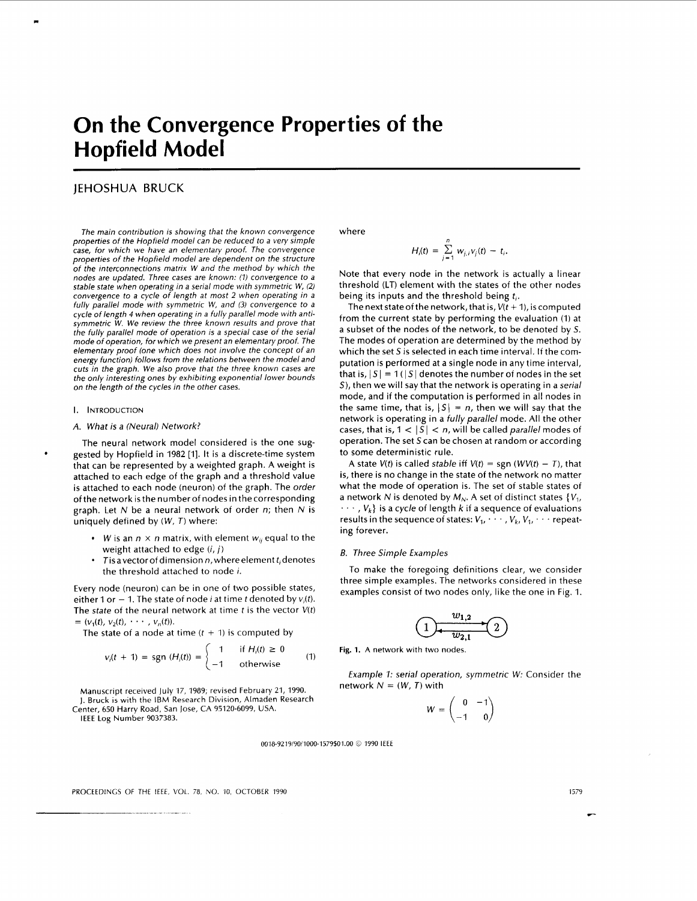# On the Convergence Properties of the Hopfield Model

JEHOSHUA BRUCK

*The main contribution is showing that the known convergence properties of the Hopfield model can be reduced to a very simple case, for which we have an elementary proof. The convergence properties of the Hopfield model are dependent on the structure of the interconnections matrix W and the method by which the nodes are updated. Three cases are known: (1) convergence to a stable state when operating in a serial mode with symmetric W, (2) convergence to a cycle of length at most 2 when operating in a fully parallel mode with symmetric W, and (3) convergence to a cycle of length 4 when operating in a fully parallel mode with antisymmetric W. We review the three known results and prove that the fully parallel mode of operation is a special case of the serial mode of operation, for which we present an elementary proof. The elementary proof (one which does not involve the concept of an energy function) follows from the relations between the model and cuts in the graph. We also prove that the three known cases are the only interesting ones by exhibiting exponential lower bounds on the length of the cycles in the other cases.*

## I. Introduction

### A. What is a (Neural) Network?

The neural network model considered is the one suggested by Hopfield in 1982 [1]. It is a discrete-time system that can be represented by a weighted graph. A weight is attached to each edge of the graph and a threshold value is attached to each node (neuron) of the graph. The *order* of the network is the number of nodes in the corresponding graph. Let $N$ be a neural network of order $n$; then $N$ is uniquely defined by $(W, T)$ where:

- $W$ is an $n \times n$ matrix, with element $w_{ij}$ equal to the weight attached to edge $(i, j)$
- $T$ is a vector of dimension $n$, where element $t_i$ denotes the threshold attached to node $i$.

Every node (neuron) can be in one of two possible states, either 1 or $-1$. The state of node $i$ at time $t$ denoted by $v_i(t)$. The *state* of the neural network at time $t$ is the vector $V(t) = (v_1(t), v_2(t), \cdots, v_n(t))$.

The state of a node at time $(t + 1)$ is computed by

$$v_i(t+1) = \text{sgn}\,(H_i(t)) = \begin{cases} 1 & \text{if } H_i(t) \geq 0 \\ -1 & \text{otherwise} \end{cases} \tag{1}$$

where

$$H_i(t) = \sum_{j=1}^{n} w_{j,i} v_j(t) - t_i.$$

Note that every node in the network is actually a linear threshold (LT) element with the states of the other nodes being its inputs and the threshold being $t_i$.

The next state of the network, that is, $V(t + 1)$, is computed from the current state by performing the evaluation (1) at a subset of the nodes of the network, to be denoted by $S$. The modes of operation are determined by the method by which the set $S$ is selected in each time interval. If the computation is performed at a single node in any time interval, that is, $|S| = 1$ ($|S|$ denotes the number of nodes in the set $S$), then we will say that the network is operating in a *serial* mode, and if the computation is performed in all nodes in the same time, that is, $|S| = n$, then we will say that the network is operating in a *fully parallel* mode. All the other cases, that is, $1 < |S| < n$, will be called *parallel* modes of operation. The set $S$ can be chosen at random or according to some deterministic rule.

A state $V(t)$ is called *stable* iff $V(t) = \text{sgn}\,(WV(t) - T)$, that is, there is no change in the state of the network no matter what the mode of operation is. The set of stable states of a network $N$ is denoted by $M_N$. A set of distinct states $\{V_1, \cdots, V_k\}$ is a *cycle* of length $k$ if a sequence of evaluations results in the sequence of states: $V_1, \cdots, V_k, V_1, \cdots$ repeating forever.

### B. Three Simple Examples

To make the foregoing definitions clear, we consider three simple examples. The networks considered in these examples consist of two nodes only, like the one in Fig. 1.

Fig. 1. A network with two nodes.

*Example 1: serial operation, symmetric W:* Consider the network $N = (W, T)$ with

$$W = \begin{pmatrix} 0 & -1 \\ -1 & 0 \end{pmatrix}$$

Manuscript received July 17, 1989; revised February 21, 1990.

J. Bruck is with the IBM Research Division, Almaden Research Center, 650 Harry Road, San Jose, CA 95120-6099, USA.

IEEE Log Number 9037383.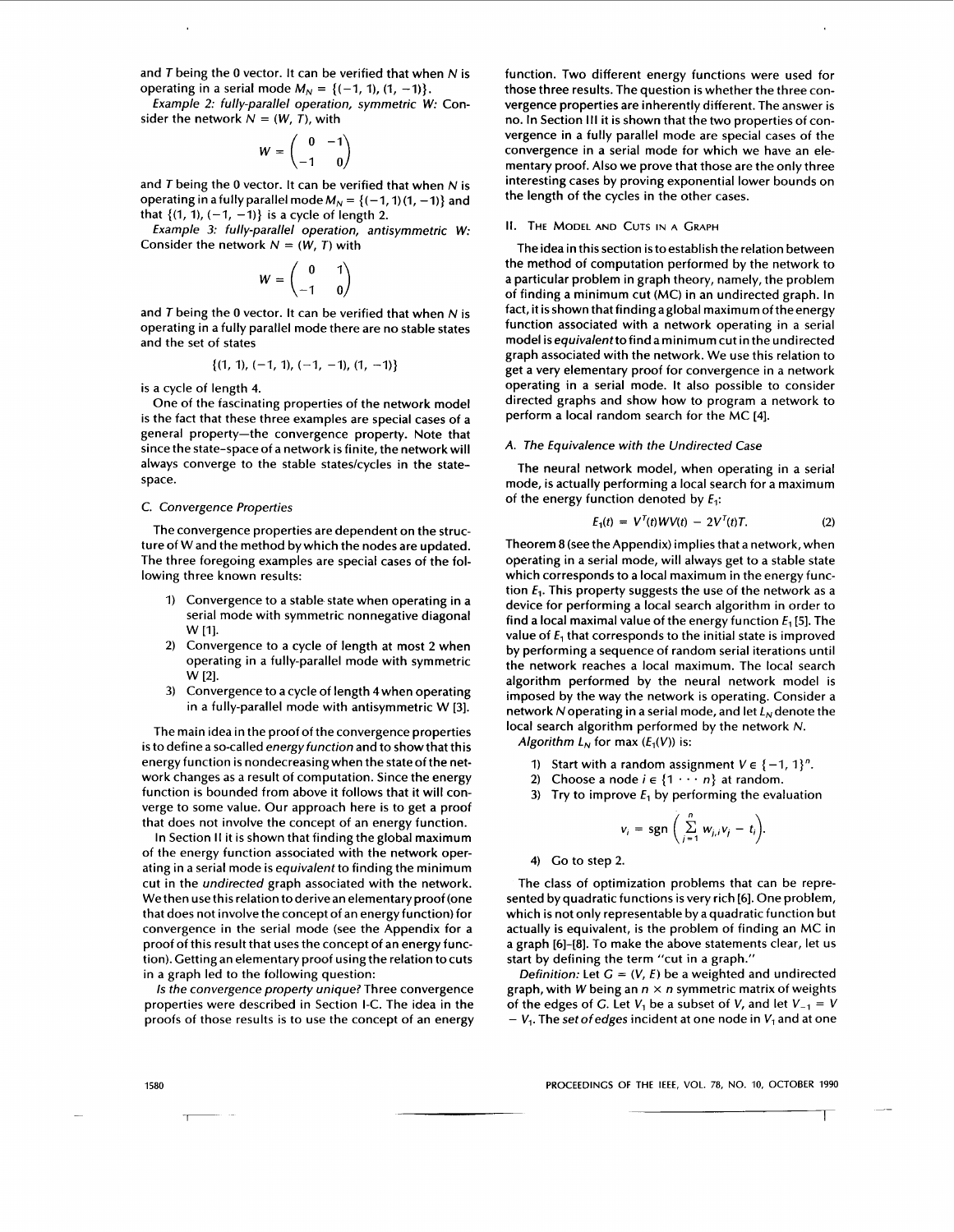and $T$ being the 0 vector. It can be verified that when $N$ is operating in a serial mode $M_N = \{(-1, 1), (1, -1)\}$.

*Example 2: fully-parallel operation, symmetric W:* Consider the network $N = (W, T)$, with

$$W = \begin{pmatrix} 0 & -1 \\ -1 & 0 \end{pmatrix}$$

and $T$ being the 0 vector. It can be verified that when $N$ is operating in a fully parallel mode $M_N = \{(-1, 1)(1, -1)\}$ and that $\{(1, 1), (-1, -1)\}$ is a cycle of length 2.

*Example 3: fully-parallel operation, antisymmetric W:* Consider the network $N = (W, T)$ with

$$W = \begin{pmatrix} 0 & 1 \\ -1 & 0 \end{pmatrix}$$

and $T$ being the 0 vector. It can be verified that when $N$ is operating in a fully parallel mode there are no stable states and the set of states

$$\{(1, 1), (-1, 1), (-1, -1), (1, -1)\}$$

is a cycle of length 4.

One of the fascinating properties of the network model is the fact that these three examples are special cases of a general property—the convergence property. Note that since the state-space of a network is finite, the network will always converge to the stable states/cycles in the state-space.

### C. Convergence Properties

The convergence properties are dependent on the structure of W and the method by which the nodes are updated. The three foregoing examples are special cases of the following three known results:

1) Convergence to a stable state when operating in a serial mode with symmetric nonnegative diagonal W [1].
2) Convergence to a cycle of length at most 2 when operating in a fully-parallel mode with symmetric W [2].
3) Convergence to a cycle of length 4 when operating in a fully-parallel mode with antisymmetric W [3].

The main idea in the proof of the convergence properties is to define a so-called *energy function* and to show that this energy function is nondecreasing when the state of the network changes as a result of computation. Since the energy function is bounded from above it follows that it will converge to some value. Our approach here is to get a proof that does not involve the concept of an energy function.

In Section II it is shown that finding the global maximum of the energy function associated with the network operating in a serial mode is *equivalent* to finding the minimum cut in the *undirected* graph associated with the network. We then use this relation to derive an elementary proof (one that does not involve the concept of an energy function) for convergence in the serial mode (see the Appendix for a proof of this result that uses the concept of an energy function). Getting an elementary proof using the relation to cuts in a graph led to the following question:

*Is the convergence property unique?* Three convergence properties were described in Section I-C. The idea in the proofs of those results is to use the concept of an energy function. Two different energy functions were used for those three results. The question is whether the three convergence properties are inherently different. The answer is no. In Section III it is shown that the two properties of convergence in a fully parallel mode are special cases of the convergence in a serial mode for which we have an elementary proof. Also we prove that those are the only three interesting cases by proving exponential lower bounds on the length of the cycles in the other cases.

## II. The Model and Cuts in a Graph

The idea in this section is to establish the relation between the method of computation performed by the network to a particular problem in graph theory, namely, the problem of finding a minimum cut (MC) in an undirected graph. In fact, it is shown that finding a global maximum of the energy function associated with a network operating in a serial model is *equivalent* to find a minimum cut in the undirected graph associated with the network. We use this relation to get a very elementary proof for convergence in a network operating in a serial mode. It also possible to consider directed graphs and show how to program a network to perform a local random search for the MC [4].

### A. The Equivalence with the Undirected Case

The neural network model, when operating in a serial mode, is actually performing a local search for a maximum of the energy function denoted by $E_1$:

$$E_1(t) = V^T(t)WV(t) - 2V^T(t)T. \tag{2}$$

Theorem 8 (see the Appendix) implies that a network, when operating in a serial mode, will always get to a stable state which corresponds to a local maximum in the energy function $E_1$. This property suggests the use of the network as a device for performing a local search algorithm in order to find a local maximal value of the energy function $E_1$ [5]. The value of $E_1$ that corresponds to the initial state is improved by performing a sequence of random serial iterations until the network reaches a local maximum. The local search algorithm performed by the neural network model is imposed by the way the network is operating. Consider a network $N$ operating in a serial mode, and let $L_N$ denote the local search algorithm performed by the network $N$.

*Algorithm $L_N$ for max $(E_1(V))$ is:*

1) Start with a random assignment $V \in \{-1, 1\}^n$.
2) Choose a node $i \in \{1 \cdots n\}$ at random.
3) Try to improve $E_1$ by performing the evaluation

$$v_i = \operatorname{sgn}\left(\sum_{j=1}^{n} w_{j,i}v_j - t_i\right).$$

4) Go to step 2.

The class of optimization problems that can be represented by quadratic functions is very rich [6]. One problem, which is not only representable by a quadratic function but actually is equivalent, is the problem of finding an MC in a graph [6]–[8]. To make the above statements clear, let us start by defining the term "cut in a graph."

*Definition:* Let $G = (V, E)$ be a weighted and undirected graph, with $W$ being an $n \times n$ symmetric matrix of weights of the edges of $G$. Let $V_1$ be a subset of $V$, and let $V_{-1} = V - V_1$. The *set of edges* incident at one node in $V_1$ and at one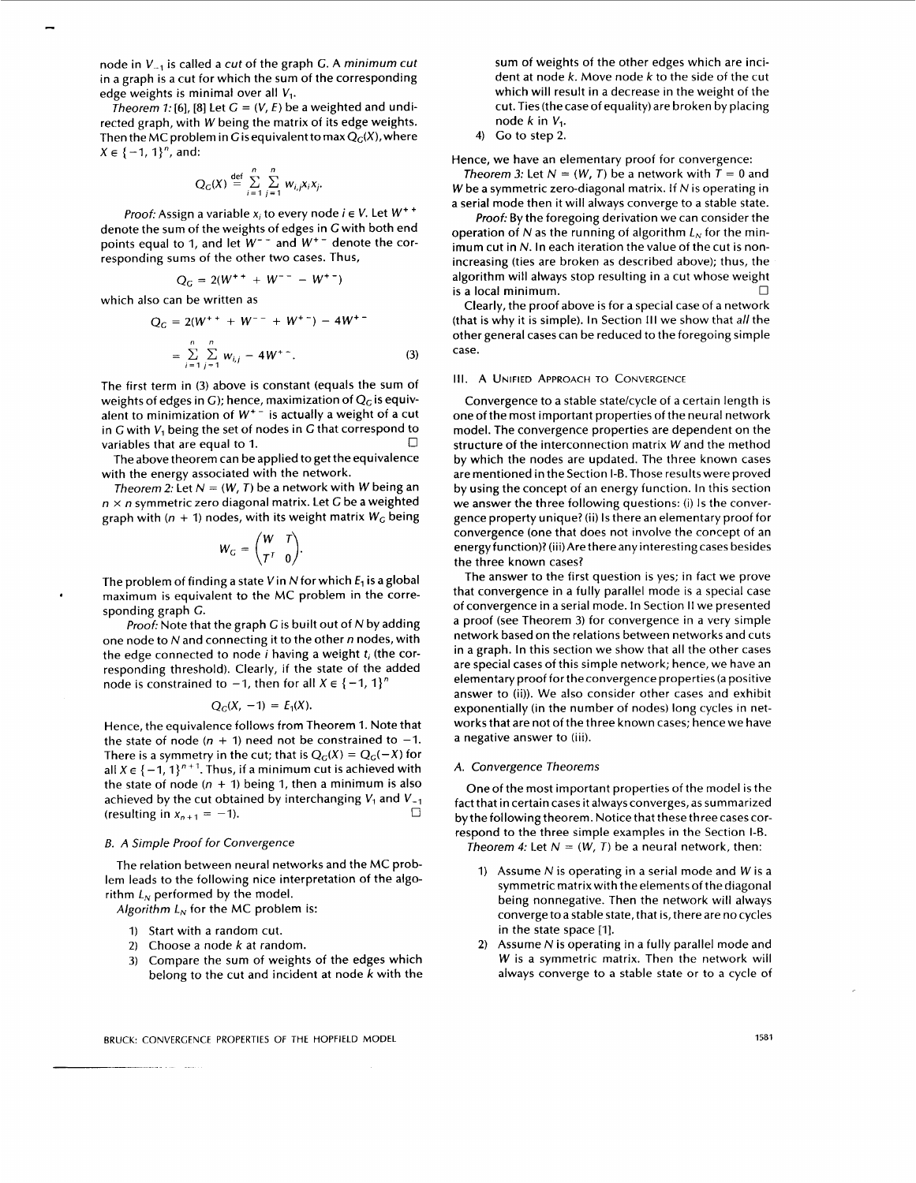node in $V_{-1}$ is called a *cut* of the graph $G$. A *minimum cut* in a graph is a cut for which the sum of the corresponding edge weights is minimal over all $V_1$.

*Theorem 1:* [6], [8] Let $G = (V, E)$ be a weighted and undirected graph, with $W$ being the matrix of its edge weights. Then the MC problem in $G$ is equivalent to $\max Q_G(X)$, where $X \in \{-1, 1\}^n$, and:

$$Q_G(X) \stackrel{\text{def}}{=} \sum_{i=1}^{n} \sum_{j=1}^{n} w_{i,j} x_i x_j.$$

*Proof:* Assign a variable $x_i$ to every node $i \in V$. Let $W^{++}$ denote the sum of the weights of edges in $G$ with both end points equal to 1, and let $W^{--}$ and $W^{+-}$ denote the corresponding sums of the other two cases. Thus,

$$Q_G = 2(W^{++} + W^{--} - W^{+-})$$

which also can be written as

$$Q_G = 2(W^{++} + W^{--} + W^{+-}) - 4W^{+-}$$

$$= \sum_{i=1}^{n} \sum_{j=1}^{n} w_{i,j} - 4W^{+-}. \quad (3)$$

The first term in (3) above is constant (equals the sum of weights of edges in $G$); hence, maximization of $Q_G$ is equivalent to minimization of $W^{+-}$ is actually a weight of a cut in $G$ with $V_1$ being the set of nodes in $G$ that correspond to variables that are equal to 1. □

The above theorem can be applied to get the equivalence with the energy associated with the network.

*Theorem 2:* Let $N = (W, T)$ be a network with $W$ being an $n \times n$ symmetric zero diagonal matrix. Let $G$ be a weighted graph with $(n + 1)$ nodes, with its weight matrix $W_G$ being

$$W_G = \begin{pmatrix} W & T \\ T^T & 0 \end{pmatrix}.$$

The problem of finding a state $V$ in $N$ for which $E_1$ is a global maximum is equivalent to the MC problem in the corresponding graph $G$.

*Proof:* Note that the graph $G$ is built out of $N$ by adding one node to $N$ and connecting it to the other $n$ nodes, with the edge connected to node $i$ having a weight $t_i$ (the corresponding threshold). Clearly, if the state of the added node is constrained to $-1$, then for all $X \in \{-1, 1\}^n$

$$Q_G(X, -1) = E_1(X).$$

Hence, the equivalence follows from Theorem 1. Note that the state of node $(n + 1)$ need not be constrained to $-1$. There is a symmetry in the cut; that is $Q_G(X) = Q_G(-X)$ for all $X \in \{-1, 1\}^{n+1}$. Thus, if a minimum cut is achieved with the state of node $(n + 1)$ being 1, then a minimum is also achieved by the cut obtained by interchanging $V_1$ and $V_{-1}$ (resulting in $x_{n+1} = -1$). □

### B. A Simple Proof for Convergence

The relation between neural networks and the MC problem leads to the following nice interpretation of the algorithm $L_N$ performed by the model.

*Algorithm $L_N$* for the MC problem is:

1) Start with a random cut.
2) Choose a node $k$ at random.
3) Compare the sum of weights of the edges which belong to the cut and incident at node $k$ with the sum of weights of the other edges which are incident at node $k$. Move node $k$ to the side of the cut which will result in a decrease in the weight of the cut. Ties (the case of equality) are broken by placing node $k$ in $V_1$.
4) Go to step 2.

Hence, we have an elementary proof for convergence:

*Theorem 3:* Let $N = (W, T)$ be a network with $T = 0$ and $W$ be a symmetric zero-diagonal matrix. If $N$ is operating in a serial mode then it will always converge to a stable state.

*Proof:* By the foregoing derivation we can consider the operation of $N$ as the running of algorithm $L_N$ for the minimum cut in $N$. In each iteration the value of the cut is nonincreasing (ties are broken as described above); thus, the algorithm will always stop resulting in a cut whose weight is a local minimum. □

Clearly, the proof above is for a special case of a network (that is why it is simple). In Section III we show that *all* the other general cases can be reduced to the foregoing simple case.

## III. A Unified Approach to Convergence

Convergence to a stable state/cycle of a certain length is one of the most important properties of the neural network model. The convergence properties are dependent on the structure of the interconnection matrix $W$ and the method by which the nodes are updated. The three known cases are mentioned in the Section I-B. Those results were proved by using the concept of an energy function. In this section we answer the three following questions: (i) Is the convergence property unique? (ii) Is there an elementary proof for convergence (one that does not involve the concept of an energy function)? (iii) Are there any interesting cases besides the three known cases?

The answer to the first question is yes; in fact we prove that convergence in a fully parallel mode is a special case of convergence in a serial mode. In Section II we presented a proof (see Theorem 3) for convergence in a very simple network based on the relations between networks and cuts in a graph. In this section we show that all the other cases are special cases of this simple network; hence, we have an elementary proof for the convergence properties (a positive answer to (ii)). We also consider other cases and exhibit exponentially (in the number of nodes) long cycles in networks that are not of the three known cases; hence we have a negative answer to (iii).

### A. Convergence Theorems

One of the most important properties of the model is the fact that in certain cases it always converges, as summarized by the following theorem. Notice that these three cases correspond to the three simple examples in the Section I-B.

*Theorem 4:* Let $N = (W, T)$ be a neural network, then:

1) Assume $N$ is operating in a serial mode and $W$ is a symmetric matrix with the elements of the diagonal being nonnegative. Then the network will always converge to a stable state, that is, there are no cycles in the state space [1].
2) Assume $N$ is operating in a fully parallel mode and $W$ is a symmetric matrix. Then the network will always converge to a stable state or to a cycle of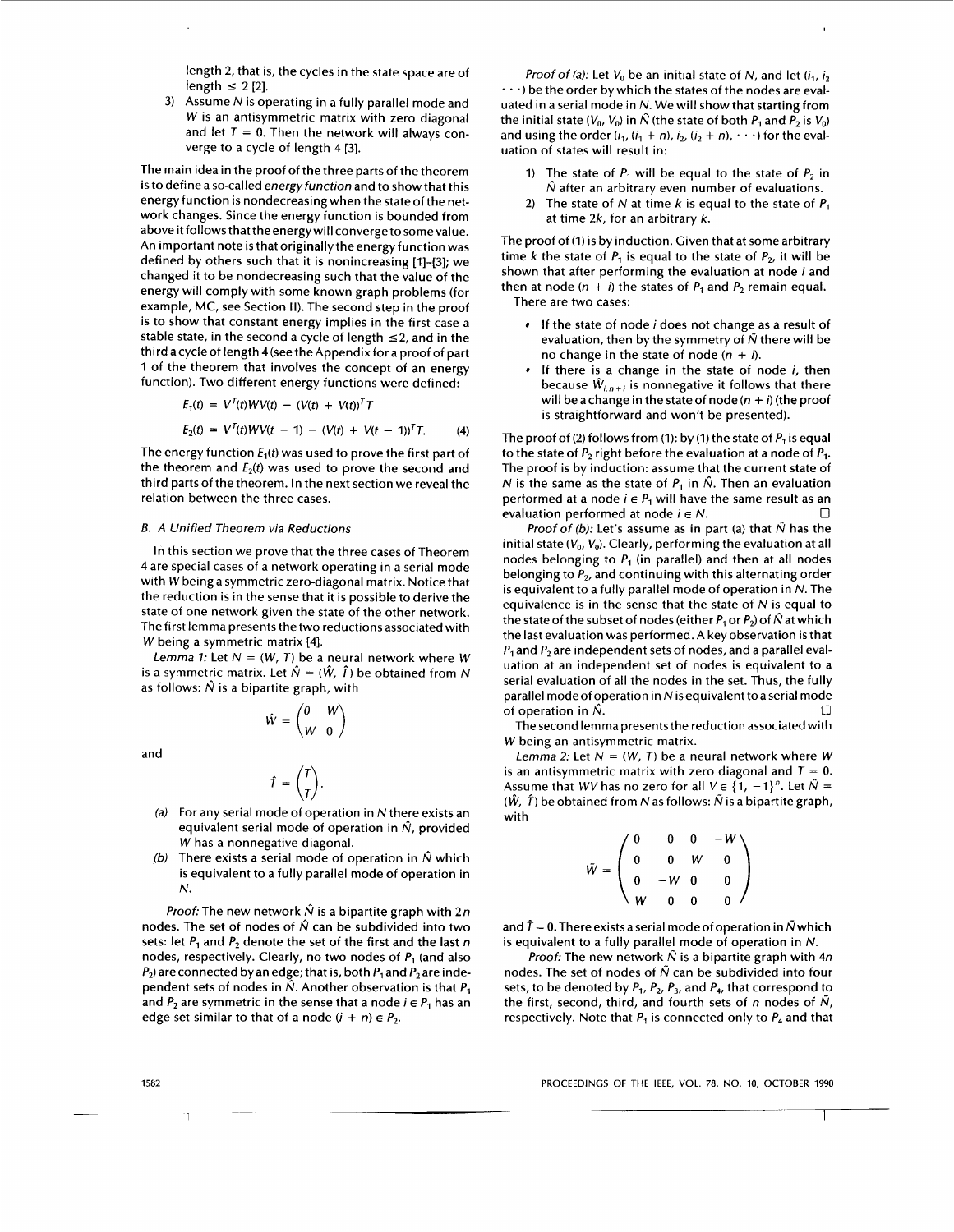length 2, that is, the cycles in the state space are of length $\leq 2$ [2].

3) Assume $N$ is operating in a fully parallel mode and $W$ is an antisymmetric matrix with zero diagonal and let $T = 0$. Then the network will always converge to a cycle of length 4 [3].

The main idea in the proof of the three parts of the theorem is to define a so-called *energy function* and to show that this energy function is nondecreasing when the state of the network changes. Since the energy function is bounded from above it follows that the energy will converge to some value. An important note is that originally the energy function was defined by others such that it is nonincreasing [1]–[3]; we changed it to be nondecreasing such that the value of the energy will comply with some known graph problems (for example, MC, see Section II). The second step in the proof is to show that constant energy implies in the first case a stable state, in the second a cycle of length $\leq 2$, and in the third a cycle of length 4 (see the Appendix for a proof of part 1 of the theorem that involves the concept of an energy function). Two different energy functions were defined:

$$E_1(t) = V^T(t)WV(t) - (V(t) + V(t))^T T$$

$$E_2(t) = V^T(t)WV(t-1) - (V(t) + V(t-1))^T T. \quad (4)$$

The energy function $E_1(t)$ was used to prove the first part of the theorem and $E_2(t)$ was used to prove the second and third parts of the theorem. In the next section we reveal the relation between the three cases.

### B. A Unified Theorem via Reductions

In this section we prove that the three cases of Theorem 4 are special cases of a network operating in a serial mode with $W$ being a symmetric zero-diagonal matrix. Notice that the reduction is in the sense that it is possible to derive the state of one network given the state of the other network. The first lemma presents the two reductions associated with $W$ being a symmetric matrix [4].

*Lemma 1:* Let $N = (W, T)$ be a neural network where $W$ is a symmetric matrix. Let $\hat{N} = (\hat{W}, \hat{T})$ be obtained from $N$ as follows: $\hat{N}$ is a bipartite graph, with

$$\hat{W} = \begin{pmatrix} 0 & W \\ W & 0 \end{pmatrix}$$

and

$$\hat{T} = \begin{pmatrix} T \\ T \end{pmatrix}.$$

(a) For any serial mode of operation in $N$ there exists an equivalent serial mode of operation in $\hat{N}$, provided $W$ has a nonnegative diagonal.

(b) There exists a serial mode of operation in $\hat{N}$ which is equivalent to a fully parallel mode of operation in $N$.

*Proof:* The new network $\hat{N}$ is a bipartite graph with $2n$ nodes. The set of nodes of $\hat{N}$ can be subdivided into two sets: let $P_1$ and $P_2$ denote the set of the first and the last $n$ nodes, respectively. Clearly, no two nodes of $P_1$ (and also $P_2$) are connected by an edge; that is, both $P_1$ and $P_2$ are independent sets of nodes in $\hat{N}$. Another observation is that $P_1$ and $P_2$ are symmetric in the sense that a node $i \in P_1$ has an edge set similar to that of a node $(i + n) \in P_2$.

*Proof of (a):* Let $V_0$ be an initial state of $N$, and let $(i_1, i_2 \cdots)$ be the order by which the states of the nodes are evaluated in a serial mode in $N$. We will show that starting from the initial state $(V_0, V_0)$ in $\hat{N}$ (the state of both $P_1$ and $P_2$ is $V_0$) and using the order $(i_1, (i_1 + n), i_2, (i_2 + n), \cdots)$ for the evaluation of states will result in:

1) The state of $P_1$ will be equal to the state of $P_2$ in $\hat{N}$ after an arbitrary even number of evaluations.
2) The state of $N$ at time $k$ is equal to the state of $P_1$ at time $2k$, for an arbitrary $k$.

The proof of (1) is by induction. Given that at some arbitrary time $k$ the state of $P_1$ is equal to the state of $P_2$, it will be shown that after performing the evaluation at node $i$ and then at node $(n + i)$ the states of $P_1$ and $P_2$ remain equal. There are two cases:

- If the state of node $i$ does not change as a result of evaluation, then by the symmetry of $\hat{N}$ there will be no change in the state of node $(n + i)$.
- If there is a change in the state of node $i$, then because $\hat{W}_{i,n+i}$ is nonnegative it follows that there will be a change in the state of node $(n + i)$ (the proof is straightforward and won't be presented).

The proof of (2) follows from (1): by (1) the state of $P_1$ is equal to the state of $P_2$ right before the evaluation at a node of $P_1$. The proof is by induction: assume that the current state of $N$ is the same as the state of $P_1$ in $\hat{N}$. Then an evaluation performed at a node $i \in P_1$ will have the same result as an evaluation performed at node $i \in N$. □

*Proof of (b):* Let's assume as in part (a) that $\hat{N}$ has the initial state $(V_0, V_0)$. Clearly, performing the evaluation at all nodes belonging to $P_1$ (in parallel) and then at all nodes belonging to $P_2$, and continuing with this alternating order is equivalent to a fully parallel mode of operation in $N$. The equivalence is in the sense that the state of $N$ is equal to the state of the subset of nodes (either $P_1$ or $P_2$) of $\hat{N}$ at which the last evaluation was performed. A key observation is that $P_1$ and $P_2$ are independent sets of nodes, and a parallel evaluation at an independent set of nodes is equivalent to a serial evaluation of all the nodes in the set. Thus, the fully parallel mode of operation in $N$ is equivalent to a serial mode of operation in $\hat{N}$. □

The second lemma presents the reduction associated with $W$ being an antisymmetric matrix.

*Lemma 2:* Let $N = (W, T)$ be a neural network where $W$ is an antisymmetric matrix with zero diagonal and $T = 0$. Assume that $WV$ has no zero for all $V \in \{1, -1\}^n$. Let $\tilde{N} = (\tilde{W}, \tilde{T})$ be obtained from $N$ as follows: $\tilde{N}$ is a bipartite graph, with

$$\tilde{W} = \begin{pmatrix} 0 & 0 & 0 & -W \\ 0 & 0 & W & 0 \\ 0 & -W & 0 & 0 \\ W & 0 & 0 & 0 \end{pmatrix}$$

and $\tilde{T} = 0$. There exists a serial mode of operation in $\tilde{N}$ which is equivalent to a fully parallel mode of operation in $N$.

*Proof:* The new network $\tilde{N}$ is a bipartite graph with $4n$ nodes. The set of nodes of $\tilde{N}$ can be subdivided into four sets, to be denoted by $P_1$, $P_2$, $P_3$, and $P_4$, that correspond to the first, second, third, and fourth sets of $n$ nodes of $\tilde{N}$, respectively. Note that $P_1$ is connected only to $P_4$ and that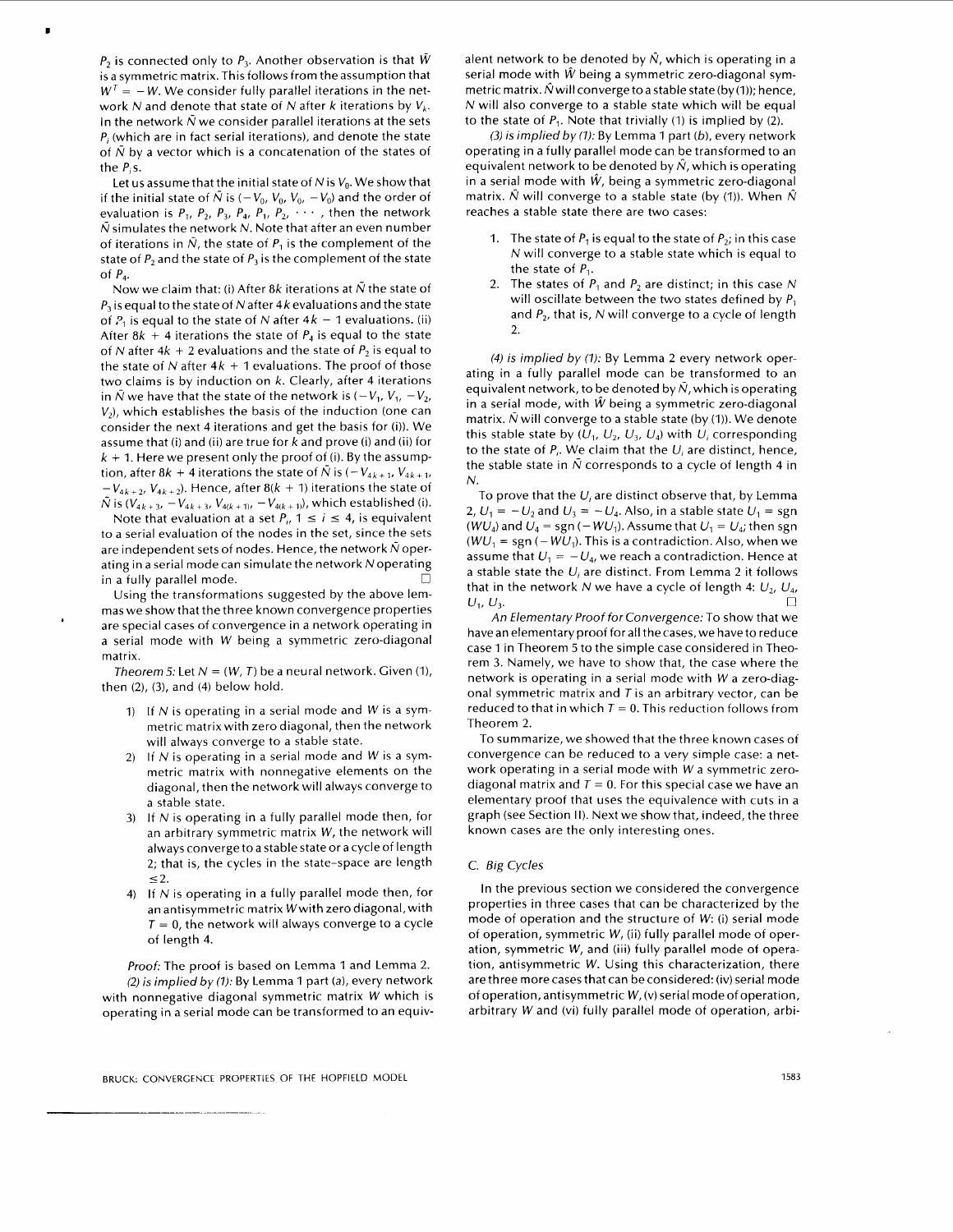$P_2$ is connected only to $P_3$. Another observation is that $\hat{W}$ is a symmetric matrix. This follows from the assumption that $W^T = -W$. We consider fully parallel iterations in the network $N$ and denote that state of $N$ after $k$ iterations by $V_k$. In the network $\hat{N}$ we consider parallel iterations at the sets $P_i$ (which are in fact serial iterations), and denote the state of $\hat{N}$ by a vector which is a concatenation of the states of the $P_i$s.

Let us assume that the initial state of $N$ is $V_0$. We show that if the initial state of $\hat{N}$ is $(-V_0, V_0, V_0, -V_0)$ and the order of evaluation is $P_1, P_2, P_3, P_4, P_1, P_2, \cdots$, then the network $\hat{N}$ simulates the network $N$. Note that after an even number of iterations in $\hat{N}$, the state of $P_1$ is the complement of the state of $P_2$ and the state of $P_3$ is the complement of the state of $P_4$.

Now we claim that: (i) After $8k$ iterations at $\hat{N}$ the state of $P_3$ is equal to the state of $N$ after $4k$ evaluations and the state of $P_1$ is equal to the state of $N$ after $4k - 1$ evaluations. (ii) After $8k + 4$ iterations the state of $P_4$ is equal to the state of $N$ after $4k + 2$ evaluations and the state of $P_2$ is equal to the state of $N$ after $4k + 1$ evaluations. The proof of those two claims is by induction on $k$. Clearly, after 4 iterations in $\hat{N}$ we have that the state of the network is $(-V_1, V_1, -V_2, V_2)$, which establishes the basis of the induction (one can consider the next 4 iterations and get the basis for (i)). We assume that (i) and (ii) are true for $k$ and prove (i) and (ii) for $k + 1$. Here we present only the proof of (i). By the assumption, after $8k + 4$ iterations the state of $\hat{N}$ is $(-V_{4k+1}, V_{4k+1}, -V_{4k+2}, V_{4k+2})$. Hence, after $8(k + 1)$ iterations the state of $\hat{N}$ is $(V_{4k+3}, -V_{4k+3}, V_{4(k+1)}, -V_{4(k+1)})$, which established (i).

Note that evaluation at a set $P_i$, $1 \leq i \leq 4$, is equivalent to a serial evaluation of the nodes in the set, since the sets are independent sets of nodes. Hence, the network $\hat{N}$ operating in a serial mode can simulate the network $N$ operating in a fully parallel mode. □

Using the transformations suggested by the above lemmas we show that the three known convergence properties are special cases of convergence in a network operating in a serial mode with $W$ being a symmetric zero-diagonal matrix.

*Theorem 5:* Let $N = (W, T)$ be a neural network. Given (1), then (2), (3), and (4) below hold.

1) If $N$ is operating in a serial mode and $W$ is a symmetric matrix with zero diagonal, then the network will always converge to a stable state.
2) If $N$ is operating in a serial mode and $W$ is a symmetric matrix with nonnegative elements on the diagonal, then the network will always converge to a stable state.
3) If $N$ is operating in a fully parallel mode then, for an arbitrary symmetric matrix $W$, the network will always converge to a stable state or a cycle of length 2; that is, the cycles in the state-space are length $\leq 2$.
4) If $N$ is operating in a fully parallel mode then, for an antisymmetric matrix $W$ with zero diagonal, with $T = 0$, the network will always converge to a cycle of length 4.

*Proof:* The proof is based on Lemma 1 and Lemma 2.

*(2) is implied by (1):* By Lemma 1 part (a), every network with nonnegative diagonal symmetric matrix $W$ which is operating in a serial mode can be transformed to an equivalent network to be denoted by $\hat{N}$, which is operating in a serial mode with $\hat{W}$ being a symmetric zero-diagonal symmetric matrix. $\hat{N}$ will converge to a stable state (by (1)); hence, $N$ will also converge to a stable state which will be equal to the state of $P_1$. Note that trivially (1) is implied by (2).

*(3) is implied by (1):* By Lemma 1 part (b), every network operating in a fully parallel mode can be transformed to an equivalent network to be denoted by $\hat{N}$, which is operating in a serial mode with $\hat{W}$, being a symmetric zero-diagonal matrix. $\hat{N}$ will converge to a stable state (by (1)). When $\hat{N}$ reaches a stable state there are two cases:

1. The state of $P_1$ is equal to the state of $P_2$; in this case $N$ will converge to a stable state which is equal to the state of $P_1$.
2. The states of $P_1$ and $P_2$ are distinct; in this case $N$ will oscillate between the two states defined by $P_1$ and $P_2$, that is, $N$ will converge to a cycle of length 2.

*(4) is implied by (1):* By Lemma 2 every network operating in a fully parallel mode can be transformed to an equivalent network, to be denoted by $\hat{N}$, which is operating in a serial mode, with $\hat{W}$ being a symmetric zero-diagonal matrix. $\hat{N}$ will converge to a stable state (by (1)). We denote this stable state by $(U_1, U_2, U_3, U_4)$ with $U_i$ corresponding to the state of $P_i$. We claim that the $U_i$ are distinct, hence, the stable state in $\hat{N}$ corresponds to a cycle of length 4 in $N$.

To prove that the $U_i$ are distinct observe that, by Lemma 2, $U_1 = -U_2$ and $U_3 = -U_4$. Also, in a stable state $U_1 = \text{sgn}(WU_4)$ and $U_4 = \text{sgn}(-WU_1)$. Assume that $U_1 = U_4$; then $\text{sgn}(WU_1) = \text{sgn}(-WU_1)$. This is a contradiction. Also, when we assume that $U_1 = -U_4$, we reach a contradiction. Hence at a stable state the $U_i$ are distinct. From Lemma 2 it follows that in the network $N$ we have a cycle of length 4: $U_2, U_4, U_1, U_3$. □

*An Elementary Proof for Convergence:* To show that we have an elementary proof for all the cases, we have to reduce case 1 in Theorem 5 to the simple case considered in Theorem 3. Namely, we have to show that, the case where the network is operating in a serial mode with $W$ a zero-diagonal symmetric matrix and $T$ is an arbitrary vector, can be reduced to that in which $T = 0$. This reduction follows from Theorem 2.

To summarize, we showed that the three known cases of convergence can be reduced to a very simple case: a network operating in a serial mode with $W$ a symmetric zero-diagonal matrix and $T = 0$. For this special case we have an elementary proof that uses the equivalence with cuts in a graph (see Section II). Next we show that, indeed, the three known cases are the only interesting ones.

### C. Big Cycles

In the previous section we considered the convergence properties in three cases that can be characterized by the mode of operation and the structure of $W$: (i) serial mode of operation, symmetric $W$, (ii) fully parallel mode of operation, symmetric $W$, and (iii) fully parallel mode of operation, antisymmetric $W$. Using this characterization, there are three more cases that can be considered: (iv) serial mode of operation, antisymmetric $W$, (v) serial mode of operation, arbitrary $W$ and (vi) fully parallel mode of operation, arbi-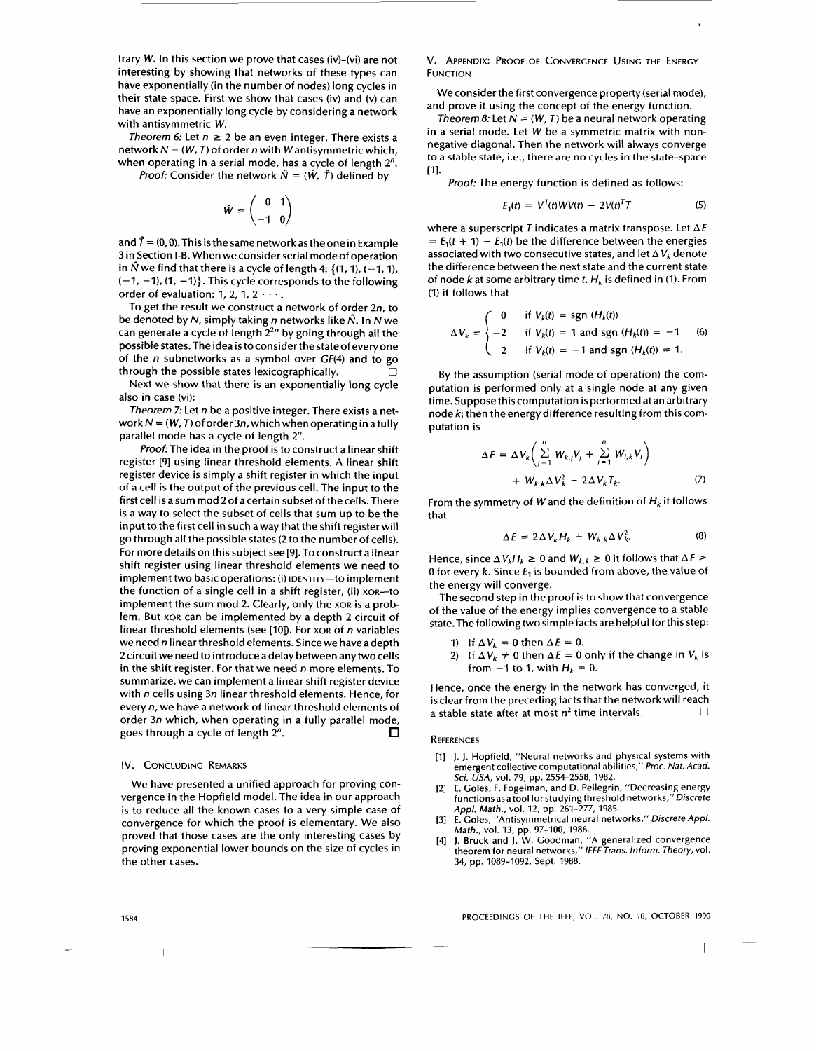trary $W$. In this section we prove that cases (iv)–(vi) are not interesting by showing that networks of these types can have exponentially (in the number of nodes) long cycles in their state space. First we show that cases (iv) and (v) can have an exponentially long cycle by considering a network with antisymmetric $W$.

*Theorem 6:* Let $n \geq 2$ be an even integer. There exists a network $N = (W, T)$ of order $n$ with $W$ antisymmetric which, when operating in a serial mode, has a cycle of length $2^n$.

*Proof:* Consider the network $\hat{N} = (\hat{W}, \hat{T})$ defined by

$$\hat{W} = \begin{pmatrix} 0 & 1 \\ -1 & 0 \end{pmatrix}$$

and $\hat{T} = (0, 0)$. This is the same network as the one in Example 3 in Section I-B. When we consider serial mode of operation in $\hat{N}$ we find that there is a cycle of length 4: $\{(1, 1), (-1, 1), (-1, -1), (1, -1)\}$. This cycle corresponds to the following order of evaluation: $1, 2, 1, 2 \cdots$.

To get the result we construct a network of order $2n$, to be denoted by $N$, simply taking $n$ networks like $\hat{N}$. In $N$ we can generate a cycle of length $2^{2n}$ by going through all the possible states. The idea is to consider the state of every one of the $n$ subnetworks as a symbol over $GF(4)$ and to go through the possible states lexicographically. □

Next we show that there is an exponentially long cycle also in case (vi):

*Theorem 7:* Let $n$ be a positive integer. There exists a network $N = (W, T)$ of order $3n$, which when operating in a fully parallel mode has a cycle of length $2^n$.

*Proof:* The idea in the proof is to construct a linear shift register [9] using linear threshold elements. A linear shift register device is simply a shift register in which the input of a cell is the output of the previous cell. The input to the first cell is a sum mod 2 of a certain subset of the cells. There is a way to select the subset of cells that sum up to be the input to the first cell in such a way that the shift register will go through all the possible states (2 to the number of cells). For more details on this subject see [9]. To construct a linear shift register using linear threshold elements we need to implement two basic operations: (i) IDENTITY—to implement the function of a single cell in a shift register, (ii) XOR—to implement the sum mod 2. Clearly, only the XOR is a problem. But XOR can be implemented by a depth 2 circuit of linear threshold elements (see [10]). For XOR of $n$ variables we need $n$ linear threshold elements. Since we have a depth 2 circuit we need to introduce a delay between any two cells in the shift register. For that we need $n$ more elements. To summarize, we can implement a linear shift register device with $n$ cells using $3n$ linear threshold elements. Hence, for every $n$, we have a network of linear threshold elements of order $3n$ which, when operating in a fully parallel mode, goes through a cycle of length $2^n$. □

## IV. Concluding Remarks

We have presented a unified approach for proving convergence in the Hopfield model. The idea in our approach is to reduce all the known cases to a very simple case of convergence for which the proof is elementary. We also proved that those cases are the only interesting cases by proving exponential lower bounds on the size of cycles in the other cases.

## V. Appendix: Proof of Convergence Using the Energy Function

We consider the first convergence property (serial mode), and prove it using the concept of the energy function.

*Theorem 8:* Let $N = (W, T)$ be a neural network operating in a serial mode. Let $W$ be a symmetric matrix with nonnegative diagonal. Then the network will always converge to a stable state, i.e., there are no cycles in the state-space [1].

*Proof:* The energy function is defined as follows:

$$E_1(t) = V^T(t)WV(t) - 2V(t)^T T \tag{5}$$

where a superscript $T$ indicates a matrix transpose. Let $\Delta E = E_1(t + 1) - E_1(t)$ be the difference between the energies associated with two consecutive states, and let $\Delta V_k$ denote the difference between the next state and the current state of node $k$ at some arbitrary time $t$. $H_k$ is defined in (1). From (1) it follows that

$$\Delta V_k = \begin{cases} 0 & \text{if } V_k(t) = \text{sgn}(H_k(t)) \\ -2 & \text{if } V_k(t) = 1 \text{ and sgn}(H_k(t)) = -1 \\ 2 & \text{if } V_k(t) = -1 \text{ and sgn}(H_k(t)) = 1. \end{cases} \tag{6}$$

By the assumption (serial mode of operation) the computation is performed only at a single node at any given time. Suppose this computation is performed at an arbitrary node $k$; then the energy difference resulting from this computation is

$$\Delta E = \Delta V_k \left( \sum_{j=1}^{n} W_{k,j} V_j + \sum_{i=1}^{n} W_{i,k} V_i \right) + W_{k,k} \Delta V_k^2 - 2\Delta V_k T_k. \tag{7}$$

From the symmetry of $W$ and the definition of $H_k$ it follows that

$$\Delta E = 2\Delta V_k H_k + W_{k,k} \Delta V_k^2. \tag{8}$$

Hence, since $\Delta V_k H_k \geq 0$ and $W_{k,k} \geq 0$ it follows that $\Delta E \geq 0$ for every $k$. Since $E_1$ is bounded from above, the value of the energy will converge.

The second step in the proof is to show that convergence of the value of the energy implies convergence to a stable state. The following two simple facts are helpful for this step:

1) If $\Delta V_k = 0$ then $\Delta E = 0$.
2) If $\Delta V_k \neq 0$ then $\Delta E = 0$ only if the change in $V_k$ is from $-1$ to 1, with $H_k = 0$.

Hence, once the energy in the network has converged, it is clear from the preceding facts that the network will reach a stable state after at most $n^2$ time intervals. □

## References

[1] J. J. Hopfield, "Neural networks and physical systems with emergent collective computational abilities," *Proc. Nat. Acad. Sci. USA*, vol. 79, pp. 2554–2558, 1982.

[2] E. Goles, F. Fogelman, and D. Pellegrin, "Decreasing energy functions as a tool for studying threshold networks," *Discrete Appl. Math.*, vol. 12, pp. 261–277, 1985.

[3] E. Goles, "Antisymmetrical neural networks," *Discrete Appl. Math.*, vol. 13, pp. 97–100, 1986.

[4] J. Bruck and J. W. Goodman, "A generalized convergence theorem for neural networks," *IEEE Trans. Inform. Theory*, vol. 34, pp. 1089–1092, Sept. 1988.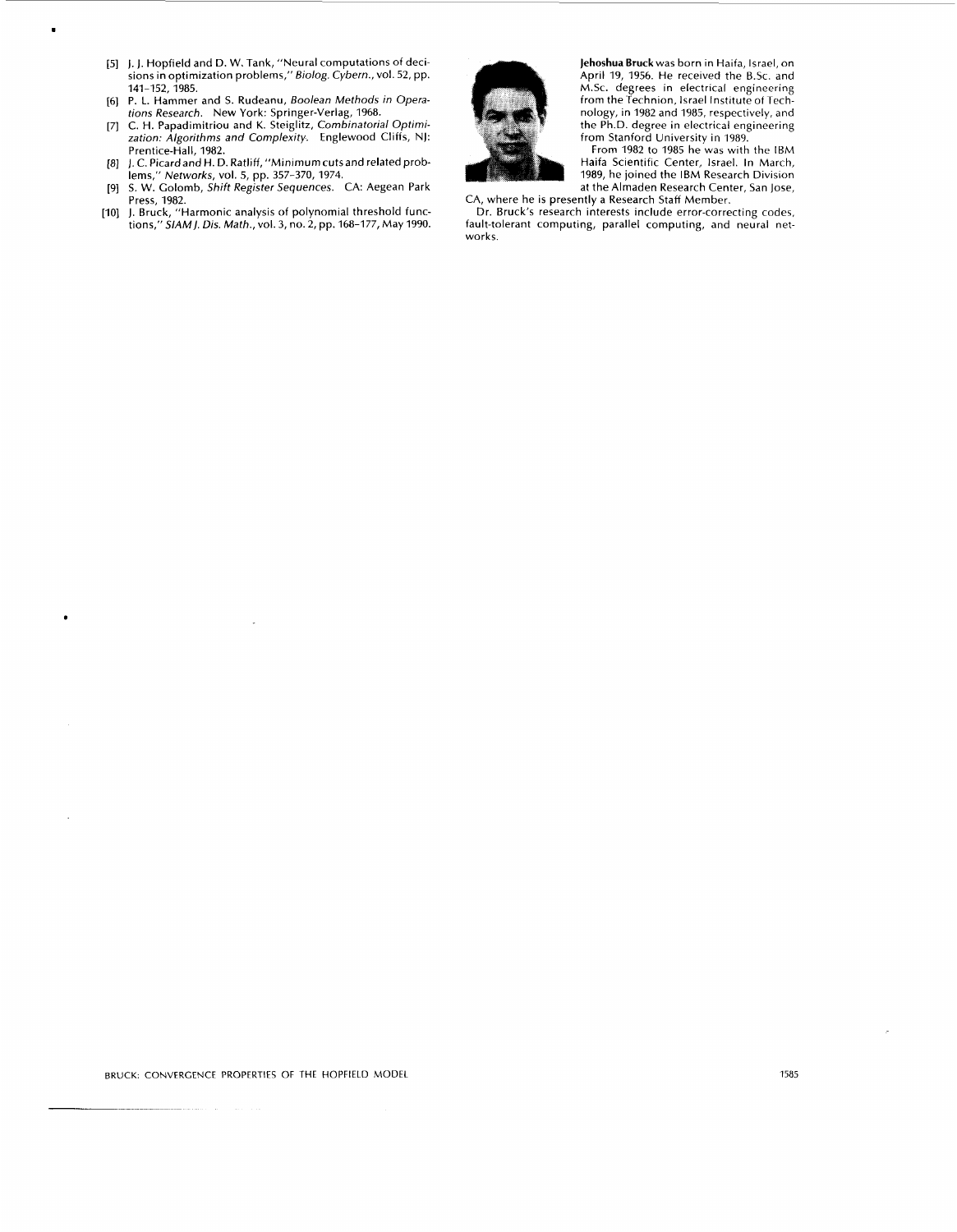[5] J. J. Hopfield and D. W. Tank, "Neural computations of decisions in optimization problems," *Biolog. Cybern.*, vol. 52, pp. 141–152, 1985.

[6] P. L. Hammer and S. Rudeanu, *Boolean Methods in Operations Research*. New York: Springer-Verlag, 1968.

[7] C. H. Papadimitriou and K. Steiglitz, *Combinatorial Optimization: Algorithms and Complexity*. Englewood Cliffs, NJ: Prentice-Hall, 1982.

[8] J. C. Picard and H. D. Ratliff, "Minimum cuts and related problems," *Networks*, vol. 5, pp. 357–370, 1974.

[9] S. W. Golomb, *Shift Register Sequences*. CA: Aegean Park Press, 1982.

[10] J. Bruck, "Harmonic analysis of polynomial threshold functions," *SIAM J. Dis. Math.*, vol. 3, no. 2, pp. 168–177, May 1990.

**Jehoshua Bruck** was born in Haifa, Israel, on April 19, 1956. He received the B.Sc. and M.Sc. degrees in electrical engineering from the Technion, Israel Institute of Technology, in 1982 and 1985, respectively, and the Ph.D. degree in electrical engineering from Stanford University in 1989.

From 1982 to 1985 he was with the IBM Haifa Scientific Center, Israel. In March, 1989, he joined the IBM Research Division at the Almaden Research Center, San Jose, CA, where he is presently a Research Staff Member.

Dr. Bruck's research interests include error-correcting codes, fault-tolerant computing, parallel computing, and neural networks.